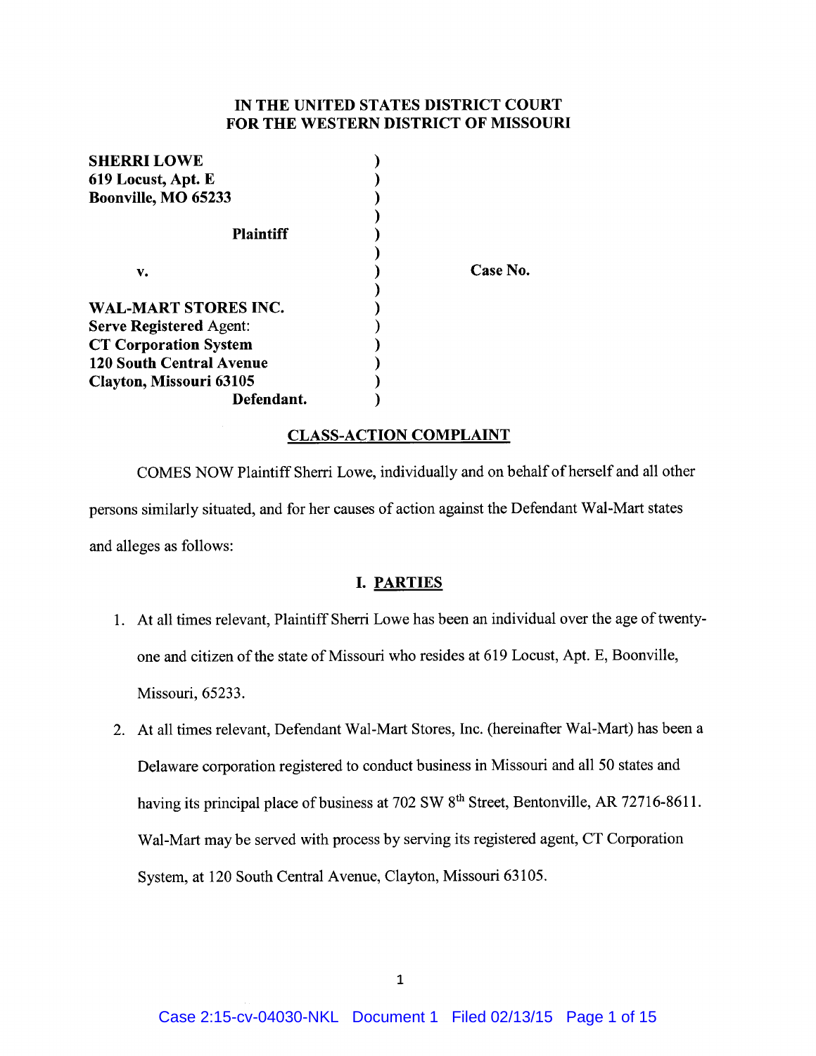# IN THE UNITED STATES DISTRICT COURT
# FOR THE WESTERN DISTRICT OF MISSOURI

| | | |
|---|---|---|
| **SHERRI LOWE**<br>**619 Locust, Apt. E**<br>**Boonville, MO 65233** | ) | |
| **Plaintiff** | ) | |
| **v.** | ) | **Case No.** |
| **WAL-MART STORES INC.**<br>**Serve Registered** Agent:<br>**CT Corporation System**<br>**120 South Central Avenue**<br>**Clayton, Missouri 63105** | ) | |
| **Defendant.** | ) | |

## CLASS-ACTION COMPLAINT

COMES NOW Plaintiff Sherri Lowe, individually and on behalf of herself and all other persons similarly situated, and for her causes of action against the Defendant Wal-Mart states and alleges as follows:

## I. PARTIES

1. At all times relevant, Plaintiff Sherri Lowe has been an individual over the age of twenty-one and citizen of the state of Missouri who resides at 619 Locust, Apt. E, Boonville, Missouri, 65233.

2. At all times relevant, Defendant Wal-Mart Stores, Inc. (hereinafter Wal-Mart) has been a Delaware corporation registered to conduct business in Missouri and all 50 states and having its principal place of business at 702 SW 8th Street, Bentonville, AR 72716-8611. Wal-Mart may be served with process by serving its registered agent, CT Corporation System, at 120 South Central Avenue, Clayton, Missouri 63105.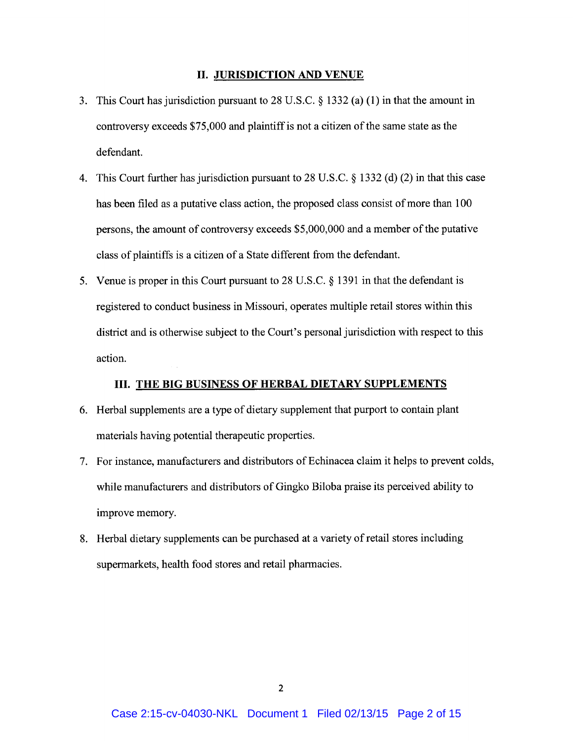## II. JURISDICTION AND VENUE

3. This Court has jurisdiction pursuant to 28 U.S.C. § 1332 (a) (1) in that the amount in controversy exceeds $75,000 and plaintiff is not a citizen of the same state as the defendant.

4. This Court further has jurisdiction pursuant to 28 U.S.C. § 1332 (d) (2) in that this case has been filed as a putative class action, the proposed class consist of more than 100 persons, the amount of controversy exceeds $5,000,000 and a member of the putative class of plaintiffs is a citizen of a State different from the defendant.

5. Venue is proper in this Court pursuant to 28 U.S.C. § 1391 in that the defendant is registered to conduct business in Missouri, operates multiple retail stores within this district and is otherwise subject to the Court's personal jurisdiction with respect to this action.

## III. THE BIG BUSINESS OF HERBAL DIETARY SUPPLEMENTS

6. Herbal supplements are a type of dietary supplement that purport to contain plant materials having potential therapeutic properties.

7. For instance, manufacturers and distributors of Echinacea claim it helps to prevent colds, while manufacturers and distributors of Gingko Biloba praise its perceived ability to improve memory.

8. Herbal dietary supplements can be purchased at a variety of retail stores including supermarkets, health food stores and retail pharmacies.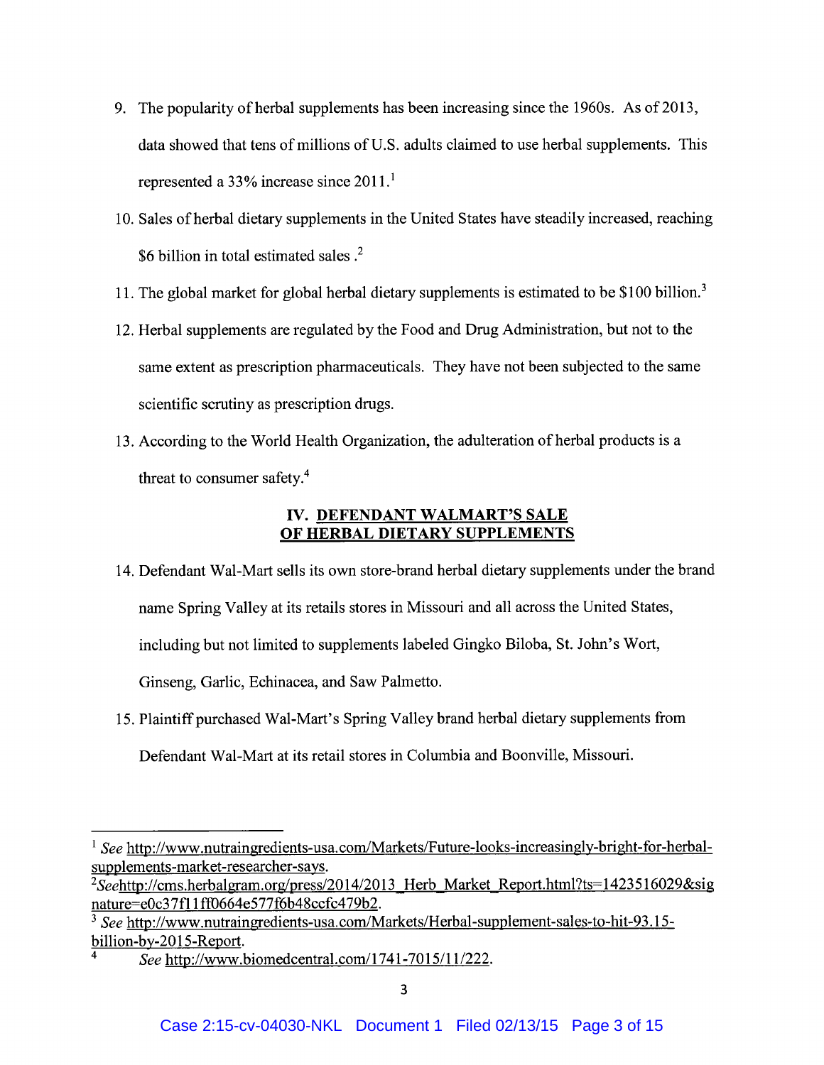9. The popularity of herbal supplements has been increasing since the 1960s. As of 2013, data showed that tens of millions of U.S. adults claimed to use herbal supplements. This represented a 33% increase since 2011.[1]

10. Sales of herbal dietary supplements in the United States have steadily increased, reaching $6 billion in total estimated sales .[2]

11. The global market for global herbal dietary supplements is estimated to be $100 billion.[3]

12. Herbal supplements are regulated by the Food and Drug Administration, but not to the same extent as prescription pharmaceuticals. They have not been subjected to the same scientific scrutiny as prescription drugs.

13. According to the World Health Organization, the adulteration of herbal products is a threat to consumer safety.[4]

## IV. DEFENDANT WALMART'S SALE OF HERBAL DIETARY SUPPLEMENTS

14. Defendant Wal-Mart sells its own store-brand herbal dietary supplements under the brand name Spring Valley at its retails stores in Missouri and all across the United States, including but not limited to supplements labeled Gingko Biloba, St. John's Wort, Ginseng, Garlic, Echinacea, and Saw Palmetto.

15. Plaintiff purchased Wal-Mart's Spring Valley brand herbal dietary supplements from Defendant Wal-Mart at its retail stores in Columbia and Boonville, Missouri.

---

[1] *See* http://www.nutraingredients-usa.com/Markets/Future-looks-increasingly-bright-for-herbal-supplements-market-researcher-says.

[2] *See*http://cms.herbalgram.org/press/2014/2013_Herb_Market_Report.html?ts=1423516029&signature=e0c37f11ff0664e577f6b48ccfc479b2.

[3] *See* http://www.nutraingredients-usa.com/Markets/Herbal-supplement-sales-to-hit-93.15-billion-by-2015-Report.

[4] *See* http://www.biomedcentral.com/1741-7015/11/222.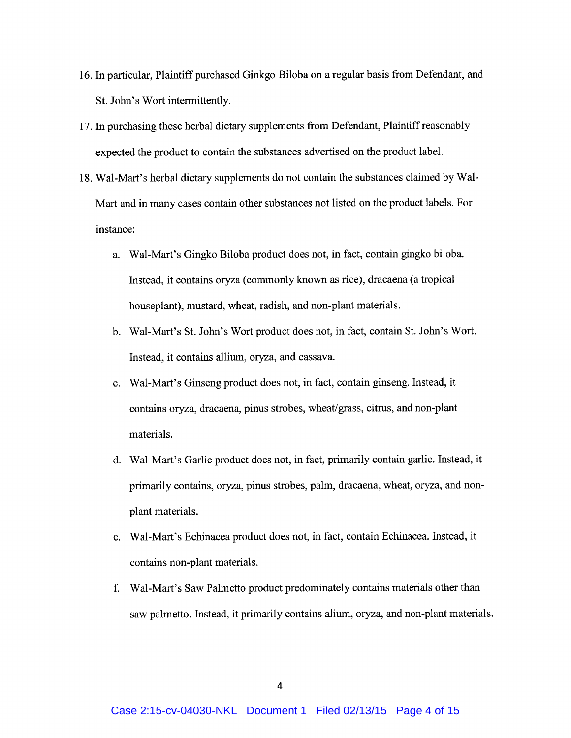16. In particular, Plaintiff purchased Ginkgo Biloba on a regular basis from Defendant, and St. John's Wort intermittently.

17. In purchasing these herbal dietary supplements from Defendant, Plaintiff reasonably expected the product to contain the substances advertised on the product label.

18. Wal-Mart's herbal dietary supplements do not contain the substances claimed by Wal-Mart and in many cases contain other substances not listed on the product labels. For instance:

    a. Wal-Mart's Gingko Biloba product does not, in fact, contain gingko biloba. Instead, it contains oryza (commonly known as rice), dracaena (a tropical houseplant), mustard, wheat, radish, and non-plant materials.

    b. Wal-Mart's St. John's Wort product does not, in fact, contain St. John's Wort. Instead, it contains allium, oryza, and cassava.

    c. Wal-Mart's Ginseng product does not, in fact, contain ginseng. Instead, it contains oryza, dracaena, pinus strobes, wheat/grass, citrus, and non-plant materials.

    d. Wal-Mart's Garlic product does not, in fact, primarily contain garlic. Instead, it primarily contains, oryza, pinus strobes, palm, dracaena, wheat, oryza, and non-plant materials.

    e. Wal-Mart's Echinacea product does not, in fact, contain Echinacea. Instead, it contains non-plant materials.

    f. Wal-Mart's Saw Palmetto product predominately contains materials other than saw palmetto. Instead, it primarily contains alium, oryza, and non-plant materials.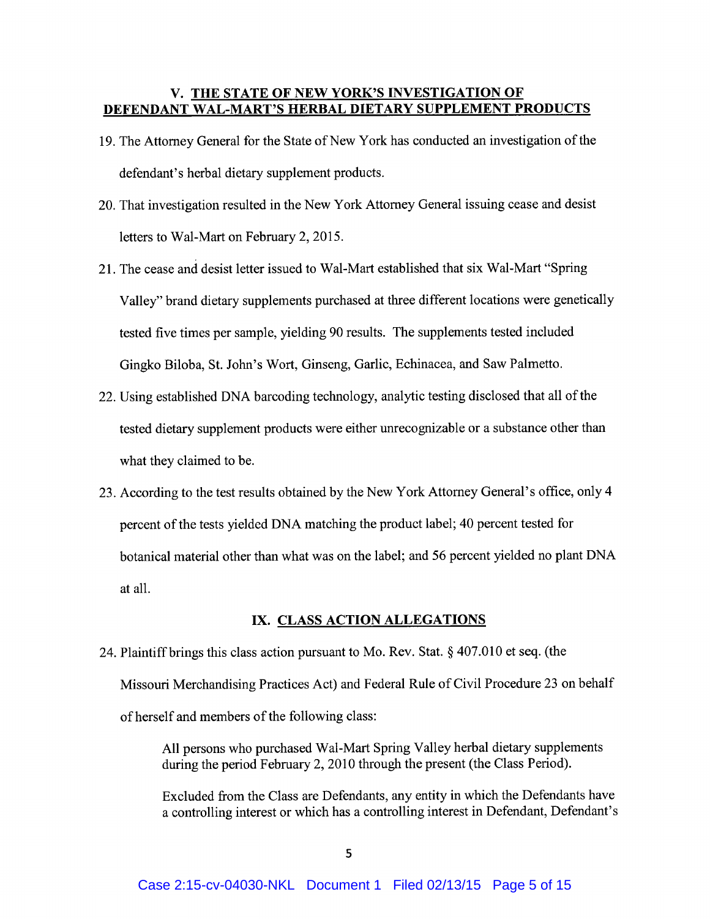## V. THE STATE OF NEW YORK'S INVESTIGATION OF DEFENDANT WAL-MART'S HERBAL DIETARY SUPPLEMENT PRODUCTS

19. The Attorney General for the State of New York has conducted an investigation of the defendant's herbal dietary supplement products.

20. That investigation resulted in the New York Attorney General issuing cease and desist letters to Wal-Mart on February 2, 2015.

21. The cease and desist letter issued to Wal-Mart established that six Wal-Mart "Spring Valley" brand dietary supplements purchased at three different locations were genetically tested five times per sample, yielding 90 results. The supplements tested included Gingko Biloba, St. John's Wort, Ginseng, Garlic, Echinacea, and Saw Palmetto.

22. Using established DNA barcoding technology, analytic testing disclosed that all of the tested dietary supplement products were either unrecognizable or a substance other than what they claimed to be.

23. According to the test results obtained by the New York Attorney General's office, only 4 percent of the tests yielded DNA matching the product label; 40 percent tested for botanical material other than what was on the label; and 56 percent yielded no plant DNA at all.

## IX. CLASS ACTION ALLEGATIONS

24. Plaintiff brings this class action pursuant to Mo. Rev. Stat. § 407.010 et seq. (the Missouri Merchandising Practices Act) and Federal Rule of Civil Procedure 23 on behalf of herself and members of the following class:

> All persons who purchased Wal-Mart Spring Valley herbal dietary supplements during the period February 2, 2010 through the present (the Class Period).
>
> Excluded from the Class are Defendants, any entity in which the Defendants have a controlling interest or which has a controlling interest in Defendant, Defendant's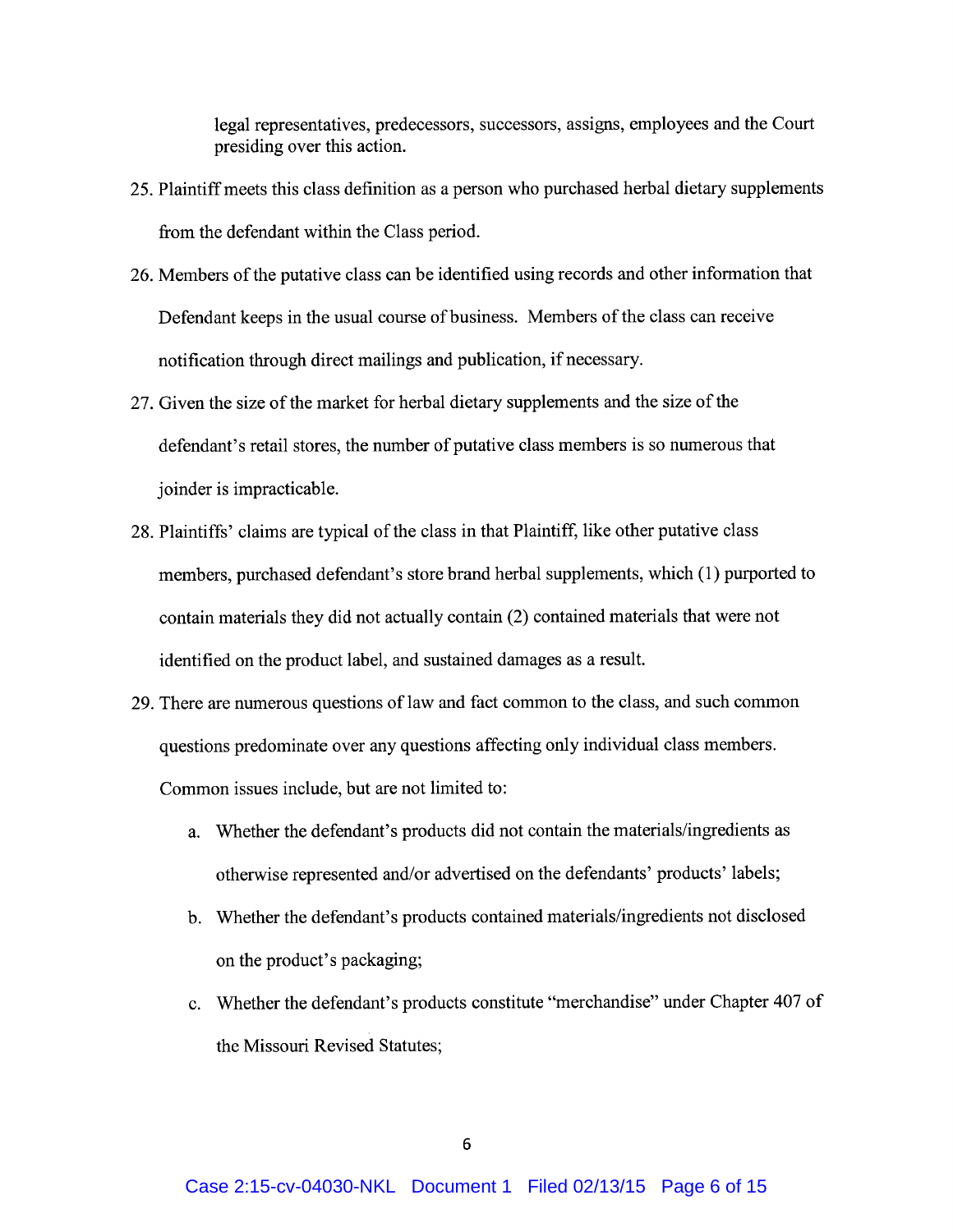legal representatives, predecessors, successors, assigns, employees and the Court presiding over this action.

25. Plaintiff meets this class definition as a person who purchased herbal dietary supplements from the defendant within the Class period.

26. Members of the putative class can be identified using records and other information that Defendant keeps in the usual course of business. Members of the class can receive notification through direct mailings and publication, if necessary.

27. Given the size of the market for herbal dietary supplements and the size of the defendant's retail stores, the number of putative class members is so numerous that joinder is impracticable.

28. Plaintiffs' claims are typical of the class in that Plaintiff, like other putative class members, purchased defendant's store brand herbal supplements, which (1) purported to contain materials they did not actually contain (2) contained materials that were not identified on the product label, and sustained damages as a result.

29. There are numerous questions of law and fact common to the class, and such common questions predominate over any questions affecting only individual class members. Common issues include, but are not limited to:

    a. Whether the defendant's products did not contain the materials/ingredients as otherwise represented and/or advertised on the defendants' products' labels;

    b. Whether the defendant's products contained materials/ingredients not disclosed on the product's packaging;

    c. Whether the defendant's products constitute "merchandise" under Chapter 407 of the Missouri Revised Statutes;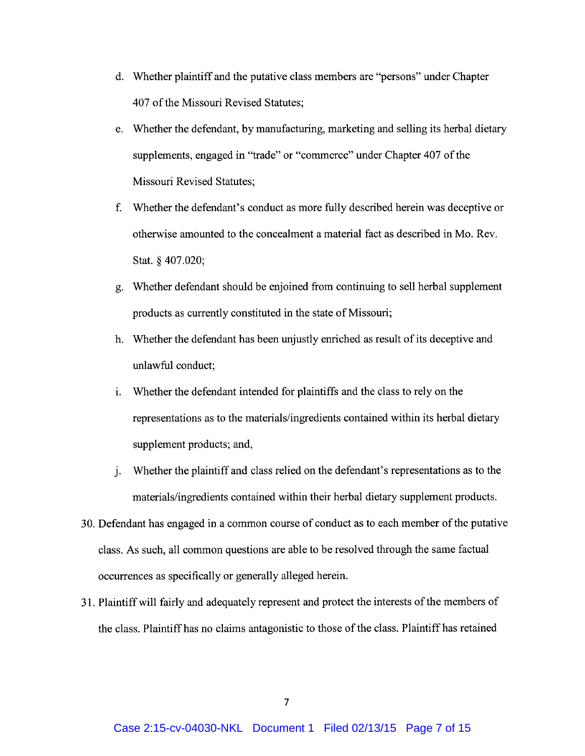d. Whether plaintiff and the putative class members are "persons" under Chapter 407 of the Missouri Revised Statutes;

e. Whether the defendant, by manufacturing, marketing and selling its herbal dietary supplements, engaged in "trade" or "commerce" under Chapter 407 of the Missouri Revised Statutes;

f. Whether the defendant's conduct as more fully described herein was deceptive or otherwise amounted to the concealment a material fact as described in Mo. Rev. Stat. § 407.020;

g. Whether defendant should be enjoined from continuing to sell herbal supplement products as currently constituted in the state of Missouri;

h. Whether the defendant has been unjustly enriched as result of its deceptive and unlawful conduct;

i. Whether the defendant intended for plaintiffs and the class to rely on the representations as to the materials/ingredients contained within its herbal dietary supplement products; and,

j. Whether the plaintiff and class relied on the defendant's representations as to the materials/ingredients contained within their herbal dietary supplement products.

30. Defendant has engaged in a common course of conduct as to each member of the putative class. As such, all common questions are able to be resolved through the same factual occurrences as specifically or generally alleged herein.

31. Plaintiff will fairly and adequately represent and protect the interests of the members of the class. Plaintiff has no claims antagonistic to those of the class. Plaintiff has retained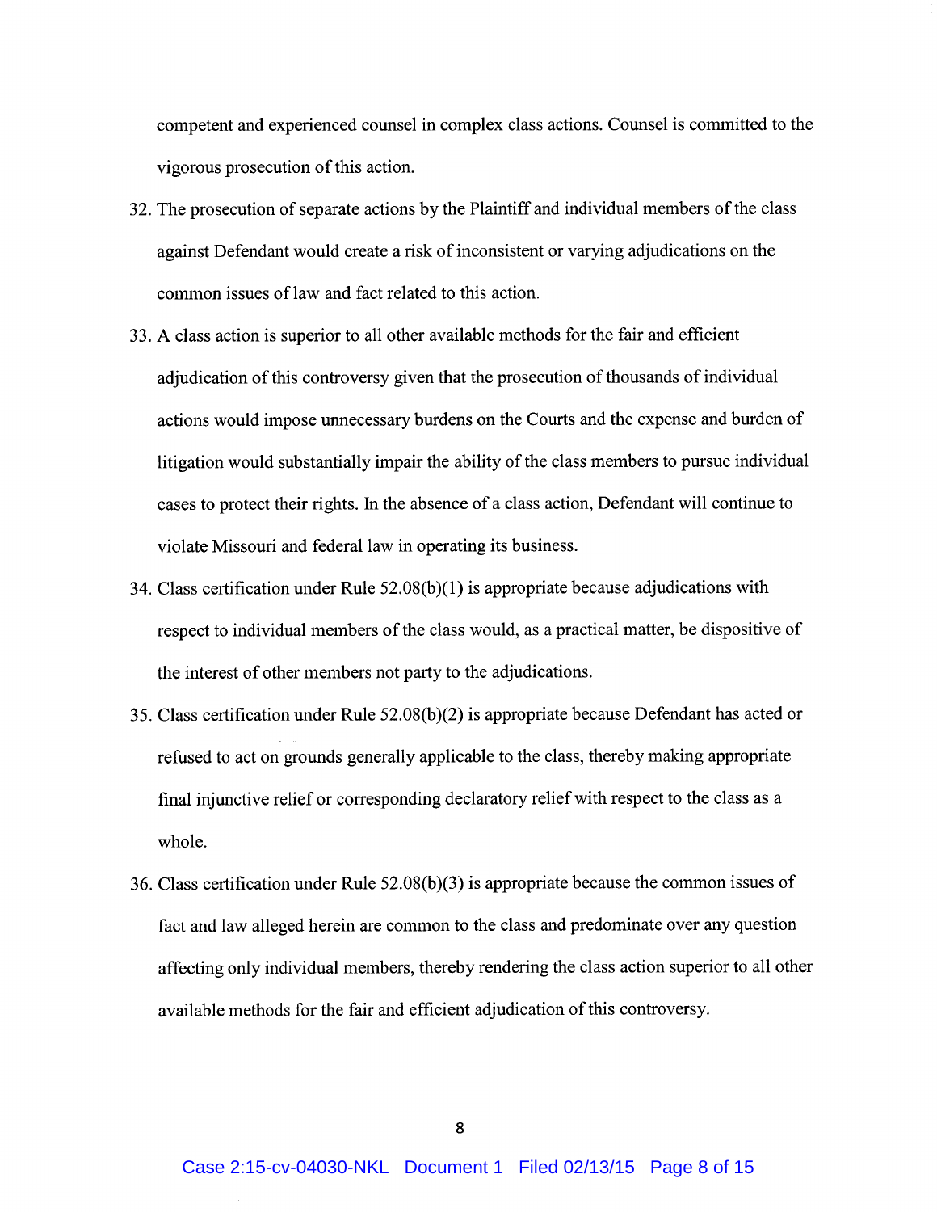competent and experienced counsel in complex class actions. Counsel is committed to the vigorous prosecution of this action.

32. The prosecution of separate actions by the Plaintiff and individual members of the class against Defendant would create a risk of inconsistent or varying adjudications on the common issues of law and fact related to this action.

33. A class action is superior to all other available methods for the fair and efficient adjudication of this controversy given that the prosecution of thousands of individual actions would impose unnecessary burdens on the Courts and the expense and burden of litigation would substantially impair the ability of the class members to pursue individual cases to protect their rights. In the absence of a class action, Defendant will continue to violate Missouri and federal law in operating its business.

34. Class certification under Rule 52.08(b)(1) is appropriate because adjudications with respect to individual members of the class would, as a practical matter, be dispositive of the interest of other members not party to the adjudications.

35. Class certification under Rule 52.08(b)(2) is appropriate because Defendant has acted or refused to act on grounds generally applicable to the class, thereby making appropriate final injunctive relief or corresponding declaratory relief with respect to the class as a whole.

36. Class certification under Rule 52.08(b)(3) is appropriate because the common issues of fact and law alleged herein are common to the class and predominate over any question affecting only individual members, thereby rendering the class action superior to all other available methods for the fair and efficient adjudication of this controversy.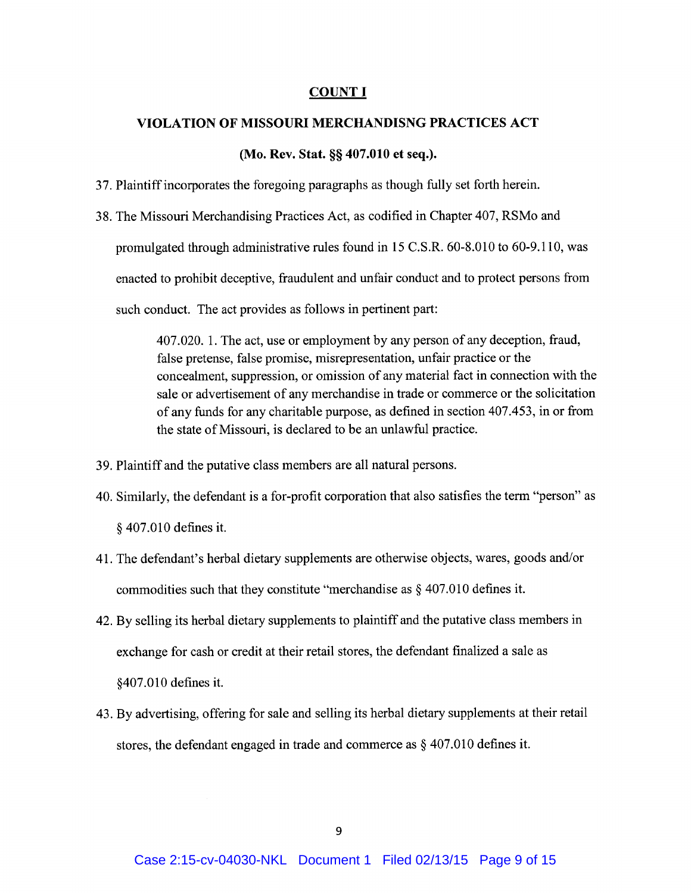## COUNT I

## VIOLATION OF MISSOURI MERCHANDISNG PRACTICES ACT

### (Mo. Rev. Stat. §§ 407.010 et seq.).

37. Plaintiff incorporates the foregoing paragraphs as though fully set forth herein.

38. The Missouri Merchandising Practices Act, as codified in Chapter 407, RSMo and promulgated through administrative rules found in 15 C.S.R. 60-8.010 to 60-9.110, was enacted to prohibit deceptive, fraudulent and unfair conduct and to protect persons from such conduct. The act provides as follows in pertinent part:

    > 407.020. 1. The act, use or employment by any person of any deception, fraud, false pretense, false promise, misrepresentation, unfair practice or the concealment, suppression, or omission of any material fact in connection with the sale or advertisement of any merchandise in trade or commerce or the solicitation of any funds for any charitable purpose, as defined in section 407.453, in or from the state of Missouri, is declared to be an unlawful practice.

39. Plaintiff and the putative class members are all natural persons.

40. Similarly, the defendant is a for-profit corporation that also satisfies the term "person" as § 407.010 defines it.

41. The defendant's herbal dietary supplements are otherwise objects, wares, goods and/or commodities such that they constitute "merchandise as § 407.010 defines it.

42. By selling its herbal dietary supplements to plaintiff and the putative class members in exchange for cash or credit at their retail stores, the defendant finalized a sale as §407.010 defines it.

43. By advertising, offering for sale and selling its herbal dietary supplements at their retail stores, the defendant engaged in trade and commerce as § 407.010 defines it.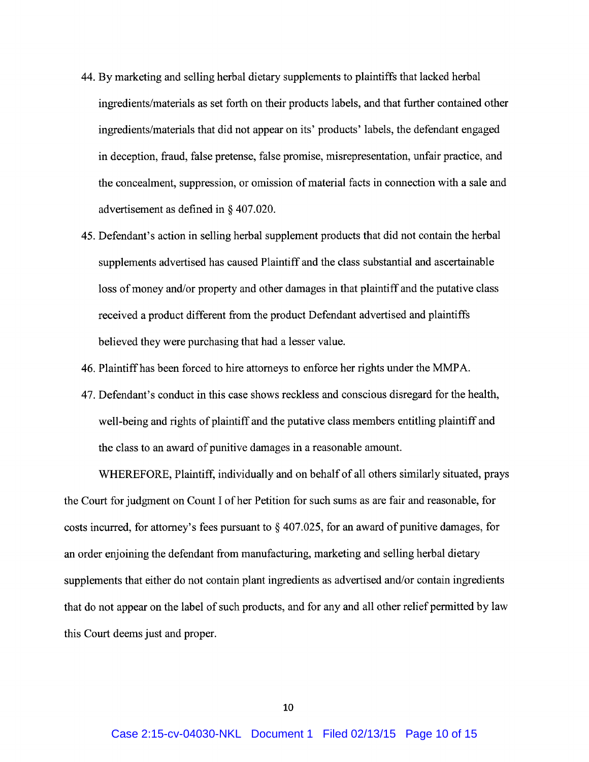44. By marketing and selling herbal dietary supplements to plaintiffs that lacked herbal ingredients/materials as set forth on their products labels, and that further contained other ingredients/materials that did not appear on its' products' labels, the defendant engaged in deception, fraud, false pretense, false promise, misrepresentation, unfair practice, and the concealment, suppression, or omission of material facts in connection with a sale and advertisement as defined in § 407.020.

45. Defendant's action in selling herbal supplement products that did not contain the herbal supplements advertised has caused Plaintiff and the class substantial and ascertainable loss of money and/or property and other damages in that plaintiff and the putative class received a product different from the product Defendant advertised and plaintiffs believed they were purchasing that had a lesser value.

46. Plaintiff has been forced to hire attorneys to enforce her rights under the MMPA.

47. Defendant's conduct in this case shows reckless and conscious disregard for the health, well-being and rights of plaintiff and the putative class members entitling plaintiff and the class to an award of punitive damages in a reasonable amount.

WHEREFORE, Plaintiff, individually and on behalf of all others similarly situated, prays the Court for judgment on Count I of her Petition for such sums as are fair and reasonable, for costs incurred, for attorney's fees pursuant to § 407.025, for an award of punitive damages, for an order enjoining the defendant from manufacturing, marketing and selling herbal dietary supplements that either do not contain plant ingredients as advertised and/or contain ingredients that do not appear on the label of such products, and for any and all other relief permitted by law this Court deems just and proper.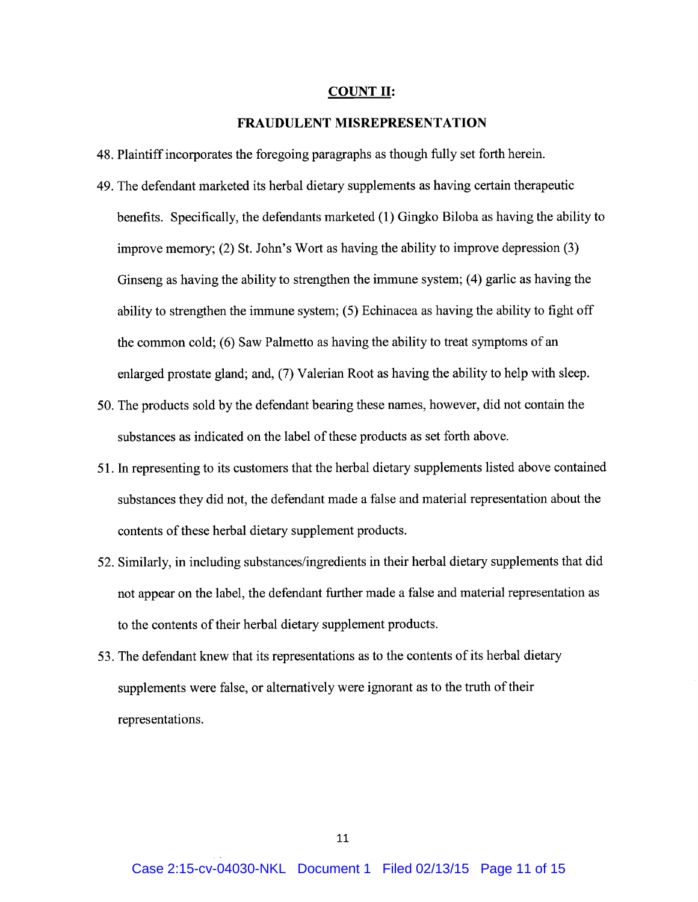## COUNT II:

## FRAUDULENT MISREPRESENTATION

48. Plaintiff incorporates the foregoing paragraphs as though fully set forth herein.

49. The defendant marketed its herbal dietary supplements as having certain therapeutic benefits. Specifically, the defendants marketed (1) Gingko Biloba as having the ability to improve memory; (2) St. John's Wort as having the ability to improve depression (3) Ginseng as having the ability to strengthen the immune system; (4) garlic as having the ability to strengthen the immune system; (5) Echinacea as having the ability to fight off the common cold; (6) Saw Palmetto as having the ability to treat symptoms of an enlarged prostate gland; and, (7) Valerian Root as having the ability to help with sleep.

50. The products sold by the defendant bearing these names, however, did not contain the substances as indicated on the label of these products as set forth above.

51. In representing to its customers that the herbal dietary supplements listed above contained substances they did not, the defendant made a false and material representation about the contents of these herbal dietary supplement products.

52. Similarly, in including substances/ingredients in their herbal dietary supplements that did not appear on the label, the defendant further made a false and material representation as to the contents of their herbal dietary supplement products.

53. The defendant knew that its representations as to the contents of its herbal dietary supplements were false, or alternatively were ignorant as to the truth of their representations.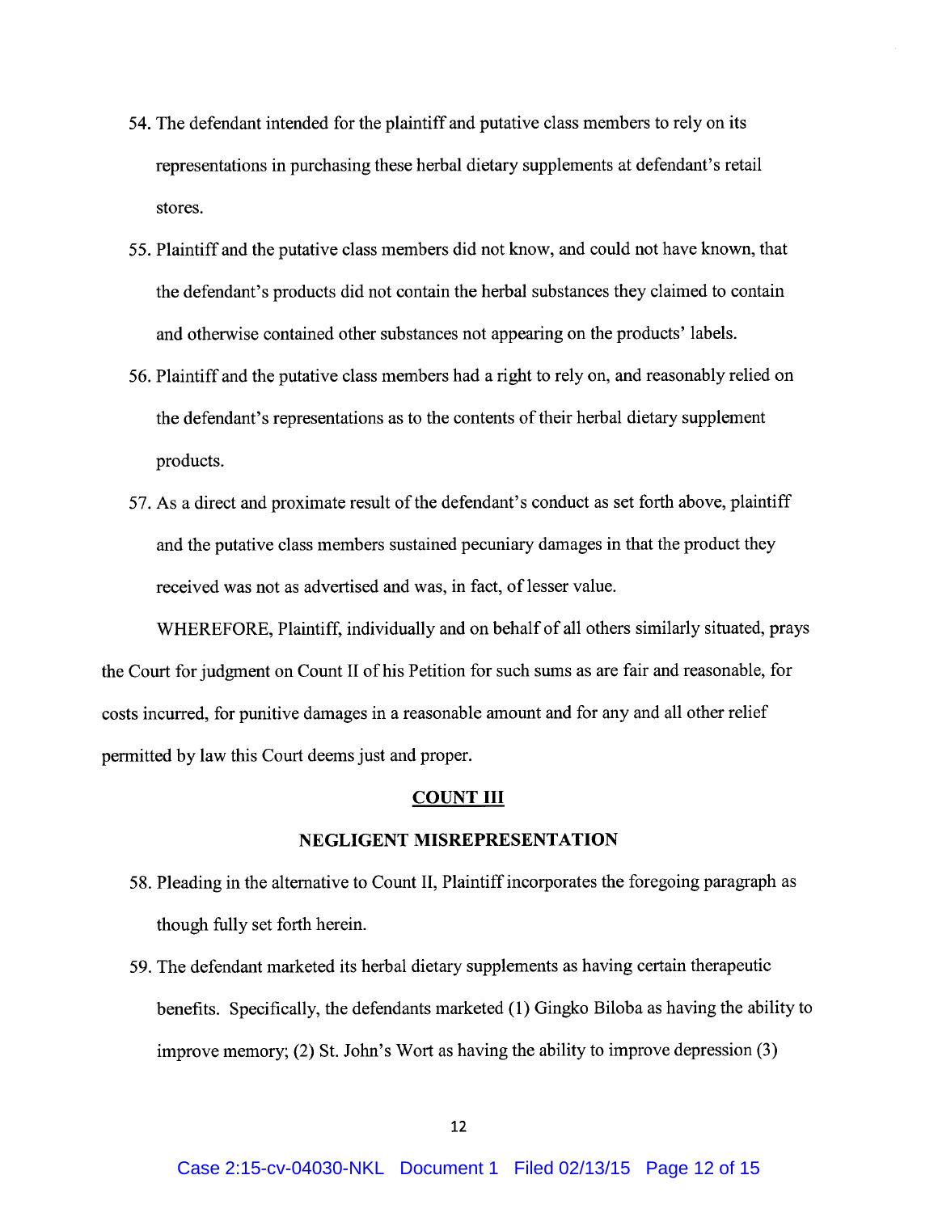54. The defendant intended for the plaintiff and putative class members to rely on its representations in purchasing these herbal dietary supplements at defendant's retail stores.

55. Plaintiff and the putative class members did not know, and could not have known, that the defendant's products did not contain the herbal substances they claimed to contain and otherwise contained other substances not appearing on the products' labels.

56. Plaintiff and the putative class members had a right to rely on, and reasonably relied on the defendant's representations as to the contents of their herbal dietary supplement products.

57. As a direct and proximate result of the defendant's conduct as set forth above, plaintiff and the putative class members sustained pecuniary damages in that the product they received was not as advertised and was, in fact, of lesser value.

WHEREFORE, Plaintiff, individually and on behalf of all others similarly situated, prays the Court for judgment on Count II of his Petition for such sums as are fair and reasonable, for costs incurred, for punitive damages in a reasonable amount and for any and all other relief permitted by law this Court deems just and proper.

## COUNT III

## NEGLIGENT MISREPRESENTATION

58. Pleading in the alternative to Count II, Plaintiff incorporates the foregoing paragraph as though fully set forth herein.

59. The defendant marketed its herbal dietary supplements as having certain therapeutic benefits. Specifically, the defendants marketed (1) Gingko Biloba as having the ability to improve memory; (2) St. John's Wort as having the ability to improve depression (3)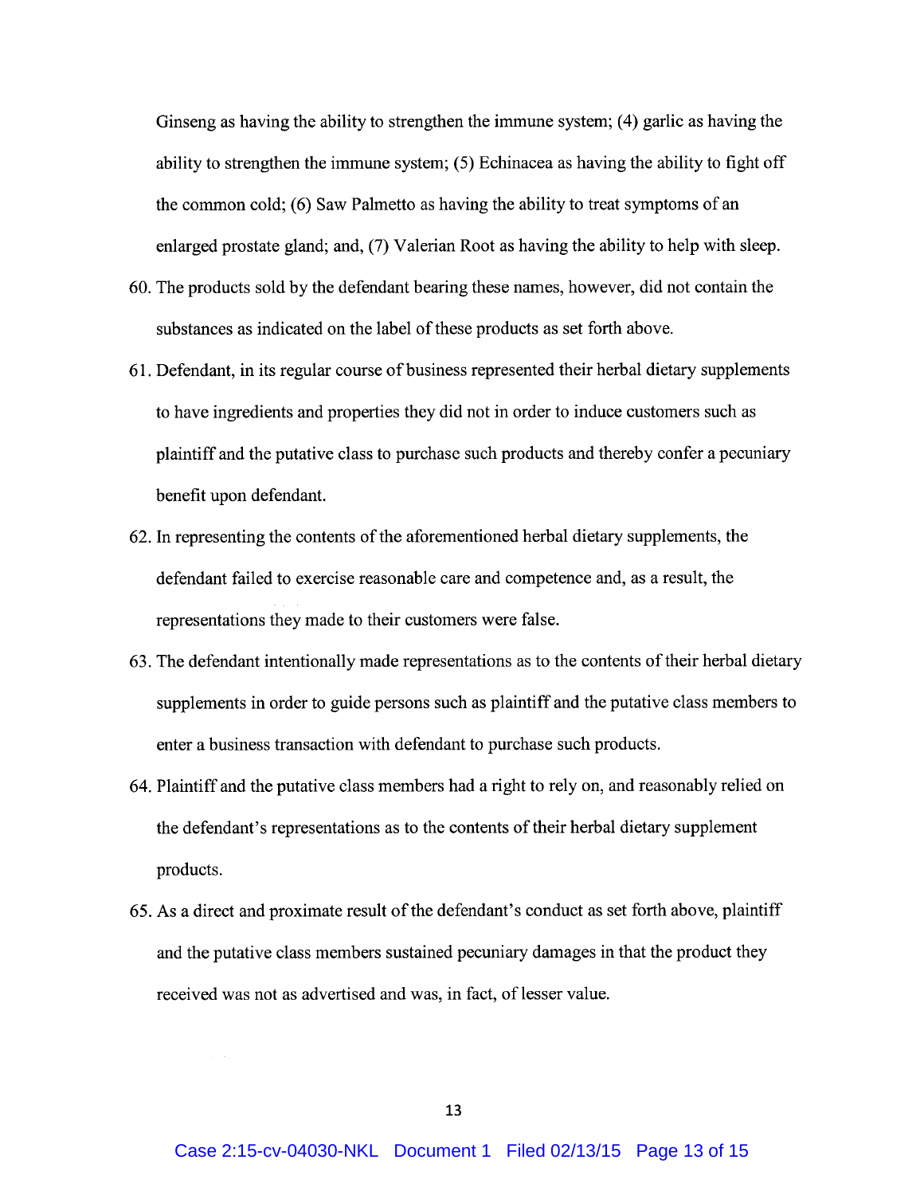Ginseng as having the ability to strengthen the immune system; (4) garlic as having the ability to strengthen the immune system; (5) Echinacea as having the ability to fight off the common cold; (6) Saw Palmetto as having the ability to treat symptoms of an enlarged prostate gland; and, (7) Valerian Root as having the ability to help with sleep.

60. The products sold by the defendant bearing these names, however, did not contain the substances as indicated on the label of these products as set forth above.

61. Defendant, in its regular course of business represented their herbal dietary supplements to have ingredients and properties they did not in order to induce customers such as plaintiff and the putative class to purchase such products and thereby confer a pecuniary benefit upon defendant.

62. In representing the contents of the aforementioned herbal dietary supplements, the defendant failed to exercise reasonable care and competence and, as a result, the representations they made to their customers were false.

63. The defendant intentionally made representations as to the contents of their herbal dietary supplements in order to guide persons such as plaintiff and the putative class members to enter a business transaction with defendant to purchase such products.

64. Plaintiff and the putative class members had a right to rely on, and reasonably relied on the defendant's representations as to the contents of their herbal dietary supplement products.

65. As a direct and proximate result of the defendant's conduct as set forth above, plaintiff and the putative class members sustained pecuniary damages in that the product they received was not as advertised and was, in fact, of lesser value.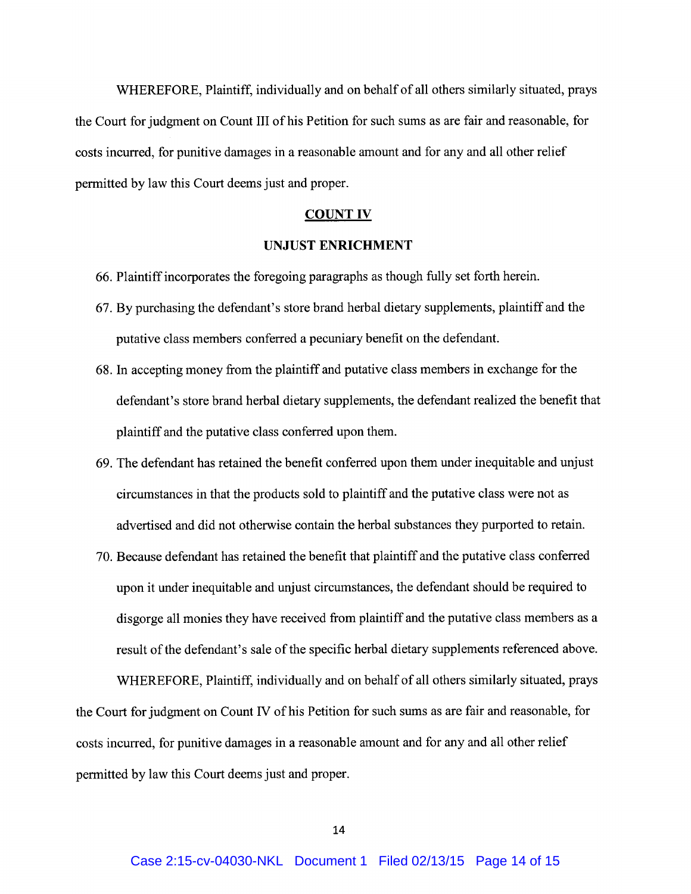WHEREFORE, Plaintiff, individually and on behalf of all others similarly situated, prays the Court for judgment on Count III of his Petition for such sums as are fair and reasonable, for costs incurred, for punitive damages in a reasonable amount and for any and all other relief permitted by law this Court deems just and proper.

## COUNT IV

### UNJUST ENRICHMENT

66. Plaintiff incorporates the foregoing paragraphs as though fully set forth herein.
67. By purchasing the defendant's store brand herbal dietary supplements, plaintiff and the putative class members conferred a pecuniary benefit on the defendant.
68. In accepting money from the plaintiff and putative class members in exchange for the defendant's store brand herbal dietary supplements, the defendant realized the benefit that plaintiff and the putative class conferred upon them.
69. The defendant has retained the benefit conferred upon them under inequitable and unjust circumstances in that the products sold to plaintiff and the putative class were not as advertised and did not otherwise contain the herbal substances they purported to retain.
70. Because defendant has retained the benefit that plaintiff and the putative class conferred upon it under inequitable and unjust circumstances, the defendant should be required to disgorge all monies they have received from plaintiff and the putative class members as a result of the defendant's sale of the specific herbal dietary supplements referenced above.

WHEREFORE, Plaintiff, individually and on behalf of all others similarly situated, prays the Court for judgment on Count IV of his Petition for such sums as are fair and reasonable, for costs incurred, for punitive damages in a reasonable amount and for any and all other relief permitted by law this Court deems just and proper.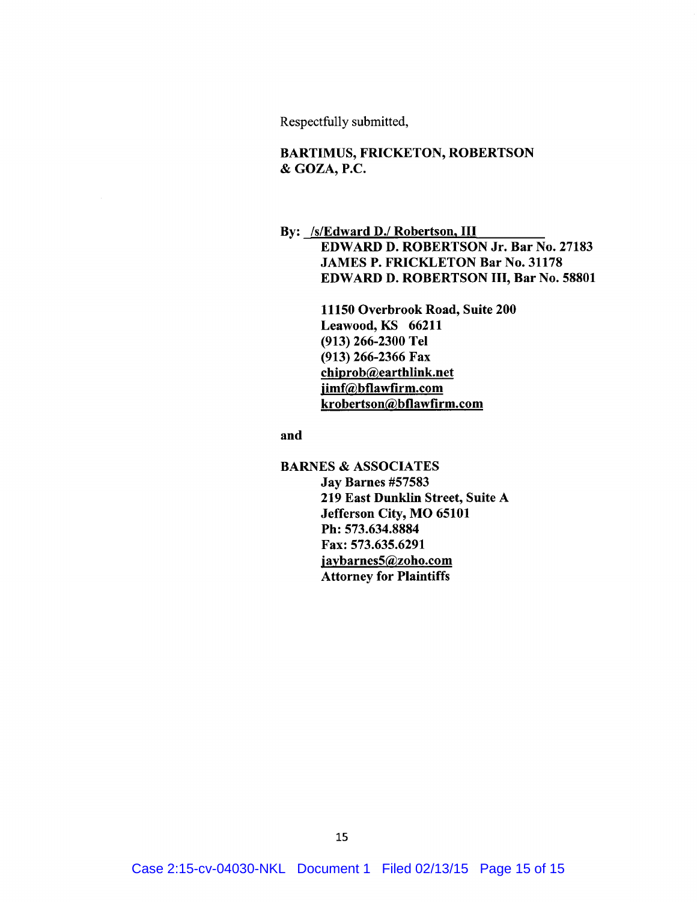Respectfully submitted,

**BARTIMUS, FRICKETON, ROBERTSON & GOZA, P.C.**

By: /s/Edward D./ Robertson, III

**EDWARD D. ROBERTSON Jr. Bar No. 27183**
**JAMES P. FRICKLETON Bar No. 31178**
**EDWARD D. ROBERTSON III, Bar No. 58801**

**11150 Overbrook Road, Suite 200**
**Leawood, KS 66211**
**(913) 266-2300 Tel**
**(913) 266-2366 Fax**
**chiprob@earthlink.net**
**jimf@bflawfirm.com**
**krobertson@bflawfirm.com**

**and**

**BARNES & ASSOCIATES**
**Jay Barnes #57583**
**219 East Dunklin Street, Suite A**
**Jefferson City, MO 65101**
**Ph: 573.634.8884**
**Fax: 573.635.6291**
**jaybarnes5@zoho.com**
**Attorney for Plaintiffs**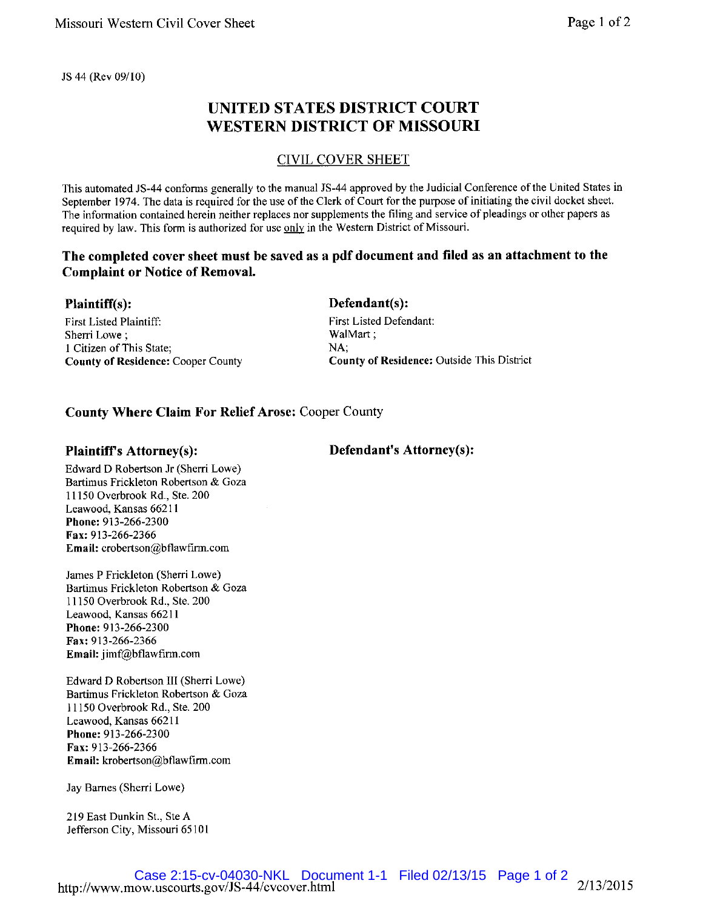JS 44 (Rev 09/10)

# UNITED STATES DISTRICT COURT
# WESTERN DISTRICT OF MISSOURI

## CIVIL COVER SHEET

This automated JS-44 conforms generally to the manual JS-44 approved by the Judicial Conference of the United States in September 1974. The data is required for the use of the Clerk of Court for the purpose of initiating the civil docket sheet. The information contained herein neither replaces nor supplements the filing and service of pleadings or other papers as required by law. This form is authorized for use only in the Western District of Missouri.

**The completed cover sheet must be saved as a pdf document and filed as an attachment to the Complaint or Notice of Removal.**

### Plaintiff(s):

First Listed Plaintiff:
Sherri Lowe ;
1 Citizen of This State;
**County of Residence:** Cooper County

### Defendant(s):

First Listed Defendant:
WalMart ;
NA;
**County of Residence:** Outside This District

**County Where Claim For Relief Arose:** Cooper County

### Plaintiff's Attorney(s):

Edward D Robertson Jr (Sherri Lowe)
Bartimus Frickleton Robertson & Goza
11150 Overbrook Rd., Ste. 200
Leawood, Kansas 66211
**Phone:** 913-266-2300
**Fax:** 913-266-2366
**Email:** crobertson@bflawfirm.com

James P Frickleton (Sherri Lowe)
Bartimus Frickleton Robertson & Goza
11150 Overbrook Rd., Ste. 200
Leawood, Kansas 66211
**Phone:** 913-266-2300
**Fax:** 913-266-2366
**Email:** jimf@bflawfirm.com

Edward D Robertson III (Sherri Lowe)
Bartimus Frickleton Robertson & Goza
11150 Overbrook Rd., Ste. 200
Leawood, Kansas 66211
**Phone:** 913-266-2300
**Fax:** 913-266-2366
**Email:** krobertson@bflawfirm.com

Jay Barnes (Sherri Lowe)

219 East Dunkin St., Ste A
Jefferson City, Missouri 65101

### Defendant's Attorney(s):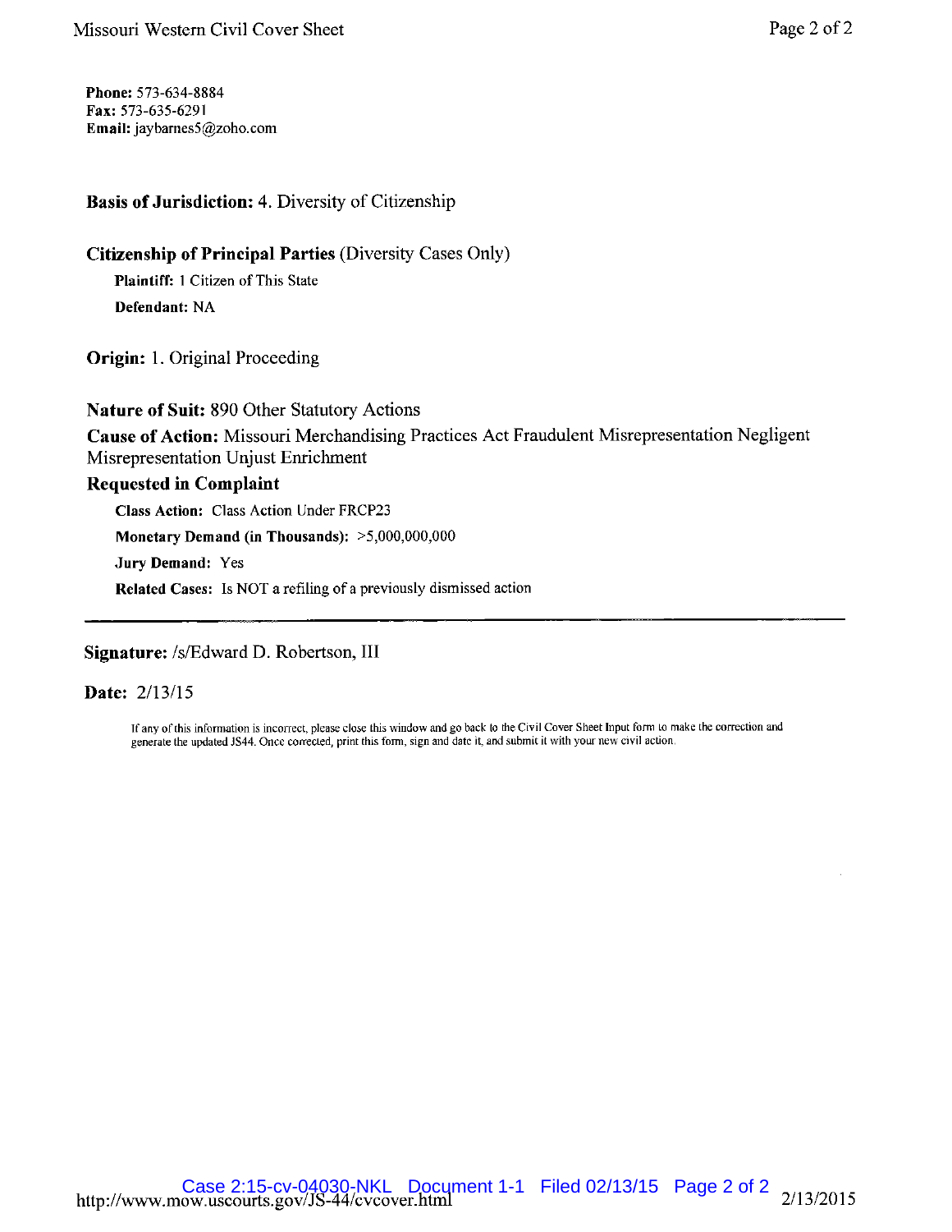**Phone:** 573-634-8884
**Fax:** 573-635-6291
**Email:** jaybarnes5@zoho.com

**Basis of Jurisdiction:** 4. Diversity of Citizenship

**Citizenship of Principal Parties** (Diversity Cases Only)

**Plaintiff:** 1 Citizen of This State

**Defendant:** NA

**Origin:** 1. Original Proceeding

**Nature of Suit:** 890 Other Statutory Actions

**Cause of Action:** Missouri Merchandising Practices Act Fraudulent Misrepresentation Negligent Misrepresentation Unjust Enrichment

**Requested in Complaint**

**Class Action:** Class Action Under FRCP23

**Monetary Demand (in Thousands):** >5,000,000,000

**Jury Demand:** Yes

**Related Cases:** Is NOT a refiling of a previously dismissed action

---

**Signature:** /s/Edward D. Robertson, III

**Date:** 2/13/15

If any of this information is incorrect, please close this window and go back to the Civil Cover Sheet Input form to make the correction and generate the updated JS44. Once corrected, print this form, sign and date it, and submit it with your new civil action.